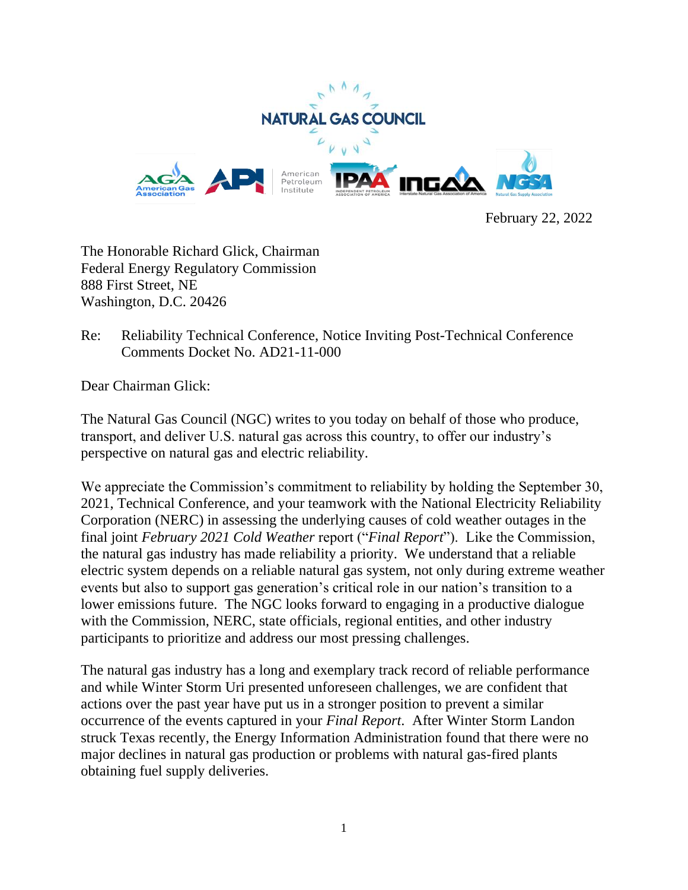NATURAL GAS COUNCIL

AGA American Gas Association | API American Petroleum Institute | IPAA Independent Petroleum Association of America | INGAA Interstate Natural Gas Association of America | NGSA Natural Gas Supply Association

February 22, 2022

The Honorable Richard Glick, Chairman
Federal Energy Regulatory Commission
888 First Street, NE
Washington, D.C. 20426

Re: Reliability Technical Conference, Notice Inviting Post-Technical Conference Comments Docket No. AD21-11-000

Dear Chairman Glick:

The Natural Gas Council (NGC) writes to you today on behalf of those who produce, transport, and deliver U.S. natural gas across this country, to offer our industry's perspective on natural gas and electric reliability.

We appreciate the Commission's commitment to reliability by holding the September 30, 2021, Technical Conference, and your teamwork with the National Electricity Reliability Corporation (NERC) in assessing the underlying causes of cold weather outages in the final joint *February 2021 Cold Weather* report ("*Final Report*"). Like the Commission, the natural gas industry has made reliability a priority. We understand that a reliable electric system depends on a reliable natural gas system, not only during extreme weather events but also to support gas generation's critical role in our nation's transition to a lower emissions future. The NGC looks forward to engaging in a productive dialogue with the Commission, NERC, state officials, regional entities, and other industry participants to prioritize and address our most pressing challenges.

The natural gas industry has a long and exemplary track record of reliable performance and while Winter Storm Uri presented unforeseen challenges, we are confident that actions over the past year have put us in a stronger position to prevent a similar occurrence of the events captured in your *Final Report*. After Winter Storm Landon struck Texas recently, the Energy Information Administration found that there were no major declines in natural gas production or problems with natural gas-fired plants obtaining fuel supply deliveries.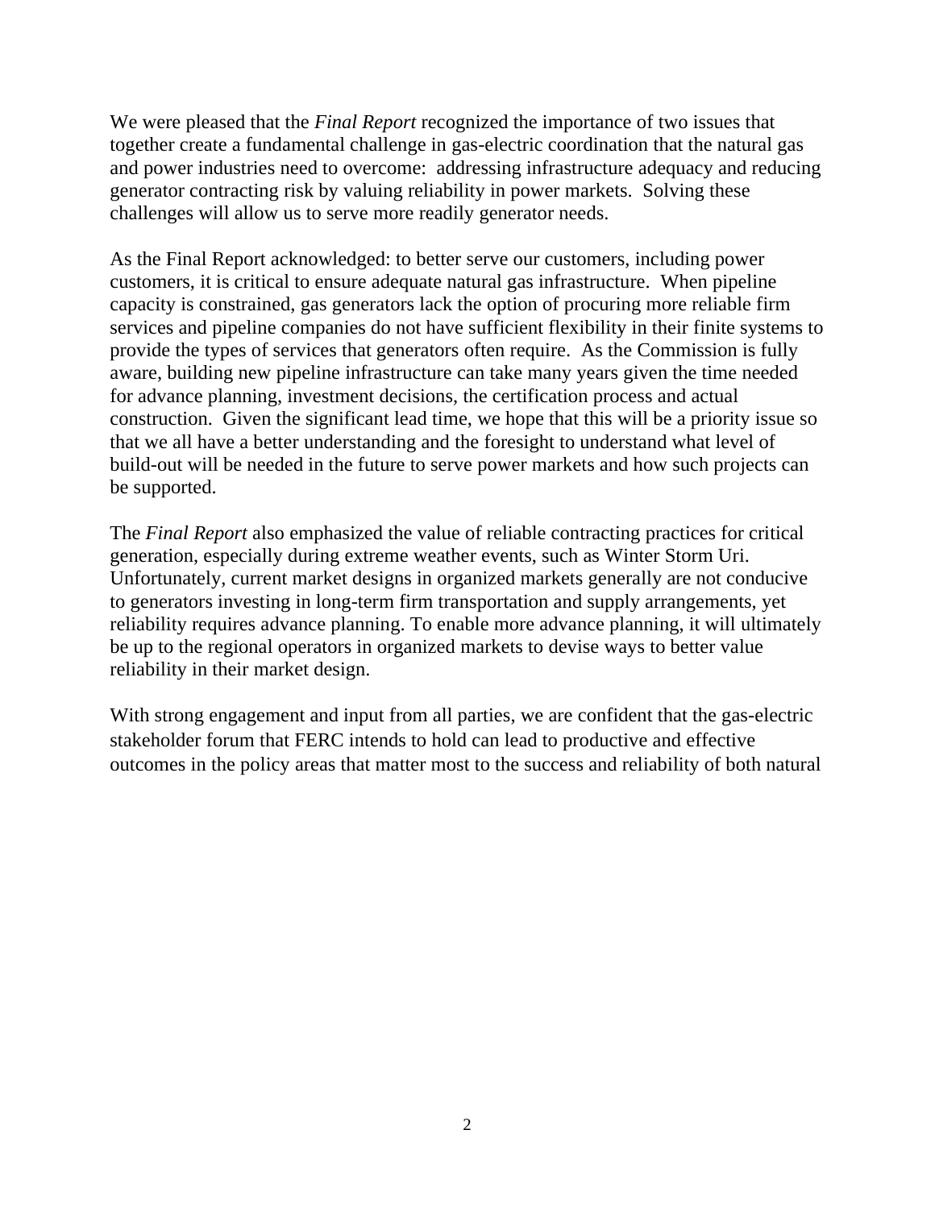We were pleased that the *Final Report* recognized the importance of two issues that together create a fundamental challenge in gas-electric coordination that the natural gas and power industries need to overcome: addressing infrastructure adequacy and reducing generator contracting risk by valuing reliability in power markets. Solving these challenges will allow us to serve more readily generator needs.

As the Final Report acknowledged: to better serve our customers, including power customers, it is critical to ensure adequate natural gas infrastructure. When pipeline capacity is constrained, gas generators lack the option of procuring more reliable firm services and pipeline companies do not have sufficient flexibility in their finite systems to provide the types of services that generators often require. As the Commission is fully aware, building new pipeline infrastructure can take many years given the time needed for advance planning, investment decisions, the certification process and actual construction. Given the significant lead time, we hope that this will be a priority issue so that we all have a better understanding and the foresight to understand what level of build-out will be needed in the future to serve power markets and how such projects can be supported.

The *Final Report* also emphasized the value of reliable contracting practices for critical generation, especially during extreme weather events, such as Winter Storm Uri. Unfortunately, current market designs in organized markets generally are not conducive to generators investing in long-term firm transportation and supply arrangements, yet reliability requires advance planning. To enable more advance planning, it will ultimately be up to the regional operators in organized markets to devise ways to better value reliability in their market design.

With strong engagement and input from all parties, we are confident that the gas-electric stakeholder forum that FERC intends to hold can lead to productive and effective outcomes in the policy areas that matter most to the success and reliability of both natural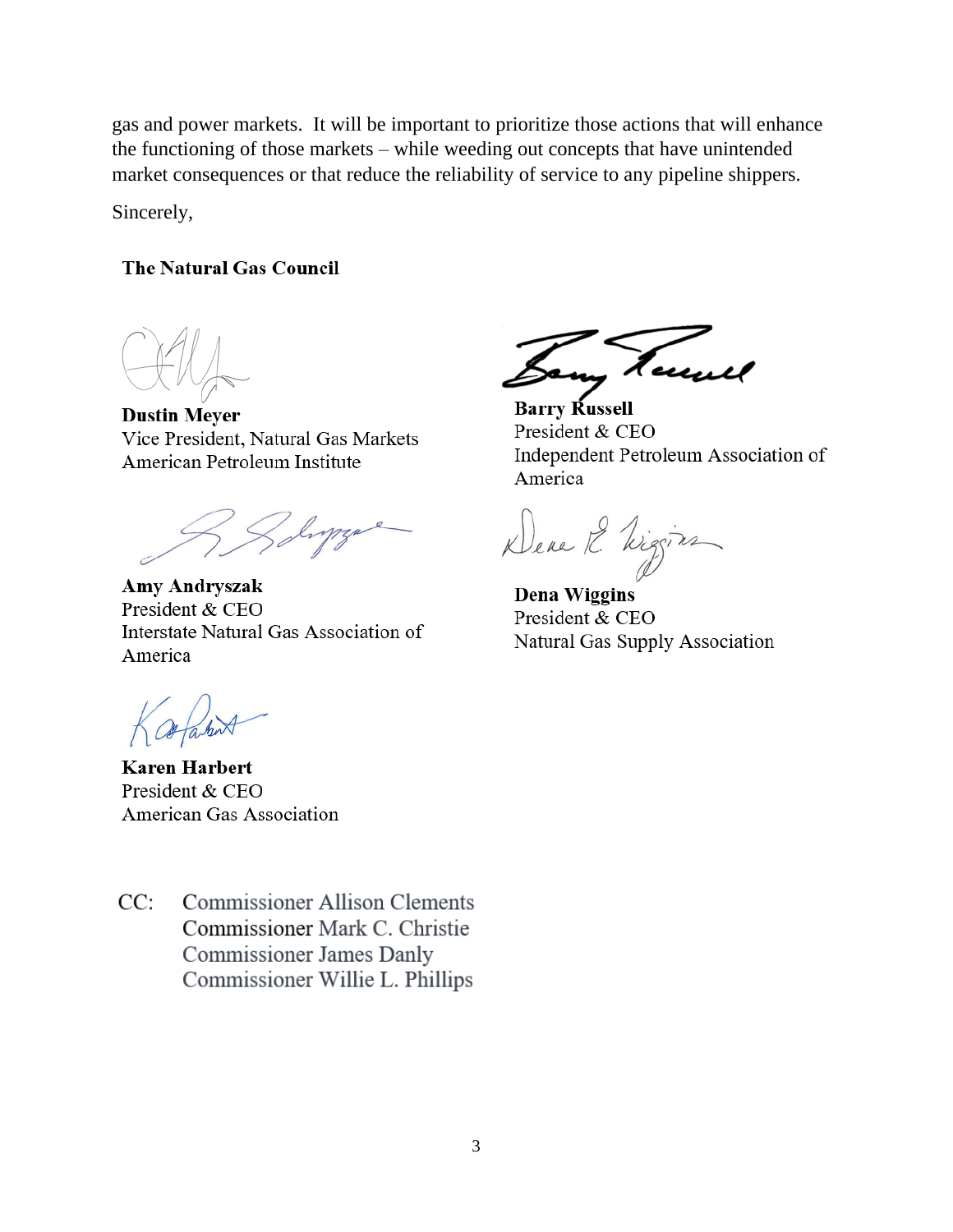gas and power markets. It will be important to prioritize those actions that will enhance the functioning of those markets – while weeding out concepts that have unintended market consequences or that reduce the reliability of service to any pipeline shippers.

Sincerely,

**The Natural Gas Council**

**Dustin Meyer**
Vice President, Natural Gas Markets
American Petroleum Institute

**Barry Russell**
President & CEO
Independent Petroleum Association of America

**Amy Andryszak**
President & CEO
Interstate Natural Gas Association of America

**Dena Wiggins**
President & CEO
Natural Gas Supply Association

**Karen Harbert**
President & CEO
American Gas Association

CC: Commissioner Allison Clements
Commissioner Mark C. Christie
Commissioner James Danly
Commissioner Willie L. Phillips